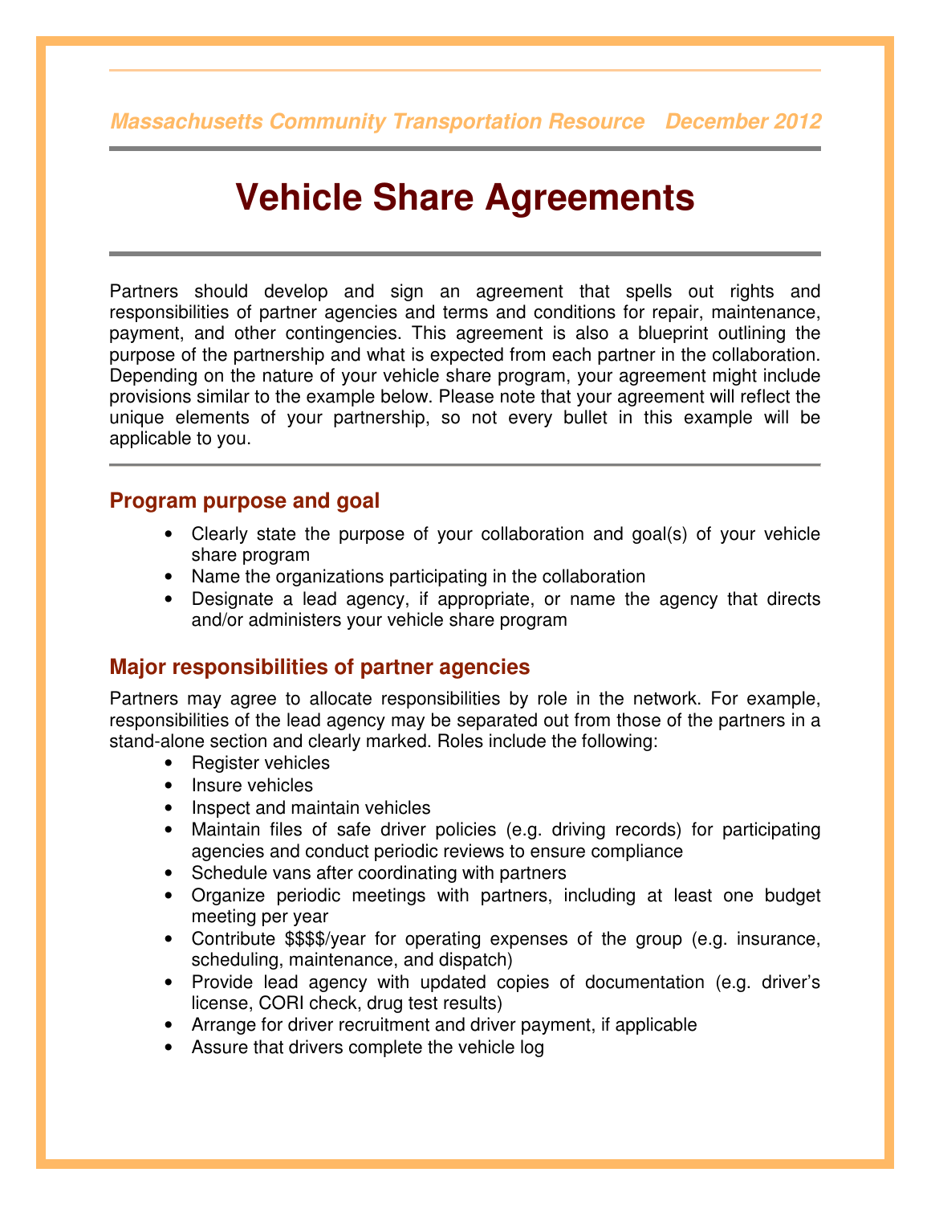Massachusetts Community Transportation Resource December 2012

# Vehicle Share Agreements

Partners should develop and sign an agreement that spells out rights and responsibilities of partner agencies and terms and conditions for repair, maintenance, payment, and other contingencies. This agreement is also a blueprint outlining the purpose of the partnership and what is expected from each partner in the collaboration. Depending on the nature of your vehicle share program, your agreement might include provisions similar to the example below. Please note that your agreement will reflect the unique elements of your partnership, so not every bullet in this example will be applicable to you.

## Program purpose and goal

- Clearly state the purpose of your collaboration and goal(s) of your vehicle share program
- Name the organizations participating in the collaboration
- Designate a lead agency, if appropriate, or name the agency that directs and/or administers your vehicle share program

## Major responsibilities of partner agencies

Partners may agree to allocate responsibilities by role in the network. For example, responsibilities of the lead agency may be separated out from those of the partners in a stand-alone section and clearly marked. Roles include the following:

- Register vehicles
- Insure vehicles
- Inspect and maintain vehicles
- Maintain files of safe driver policies (e.g. driving records) for participating agencies and conduct periodic reviews to ensure compliance
- Schedule vans after coordinating with partners
- Organize periodic meetings with partners, including at least one budget meeting per year
- Contribute $$$$/year for operating expenses of the group (e.g. insurance, scheduling, maintenance, and dispatch)
- Provide lead agency with updated copies of documentation (e.g. driver's license, CORI check, drug test results)
- Arrange for driver recruitment and driver payment, if applicable
- Assure that drivers complete the vehicle log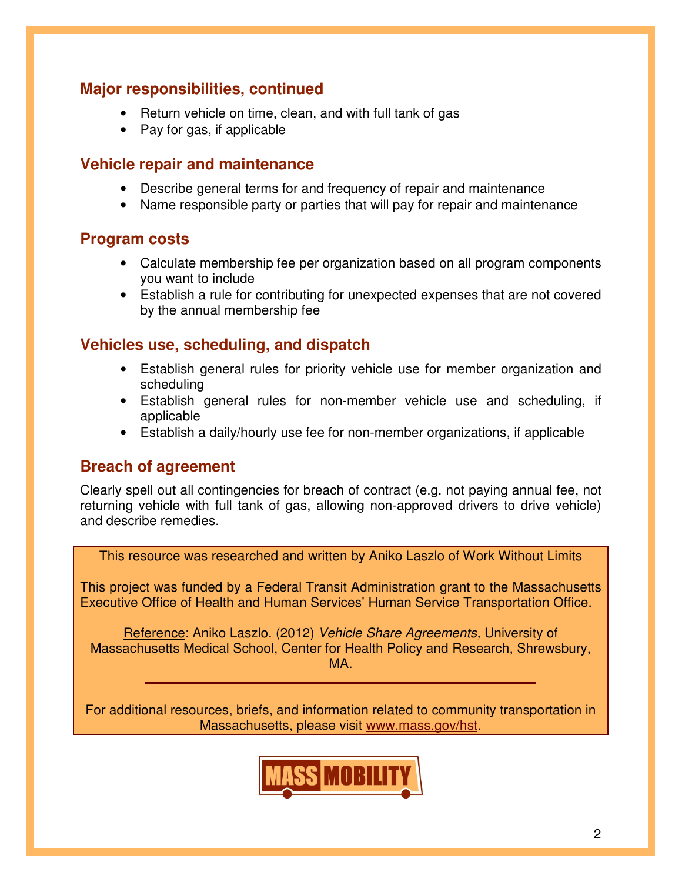## Major responsibilities, continued

- Return vehicle on time, clean, and with full tank of gas
- Pay for gas, if applicable

## Vehicle repair and maintenance

- Describe general terms for and frequency of repair and maintenance
- Name responsible party or parties that will pay for repair and maintenance

## Program costs

- Calculate membership fee per organization based on all program components you want to include
- Establish a rule for contributing for unexpected expenses that are not covered by the annual membership fee

## Vehicles use, scheduling, and dispatch

- Establish general rules for priority vehicle use for member organization and scheduling
- Establish general rules for non-member vehicle use and scheduling, if applicable
- Establish a daily/hourly use fee for non-member organizations, if applicable

## Breach of agreement

Clearly spell out all contingencies for breach of contract (e.g. not paying annual fee, not returning vehicle with full tank of gas, allowing non-approved drivers to drive vehicle) and describe remedies.

This resource was researched and written by Aniko Laszlo of Work Without Limits

This project was funded by a Federal Transit Administration grant to the Massachusetts Executive Office of Health and Human Services' Human Service Transportation Office.

Reference: Aniko Laszlo. (2012) *Vehicle Share Agreements,* University of Massachusetts Medical School, Center for Health Policy and Research, Shrewsbury, MA.

---

For additional resources, briefs, and information related to community transportation in Massachusetts, please visit www.mass.gov/hst.

MASS MOBILITY